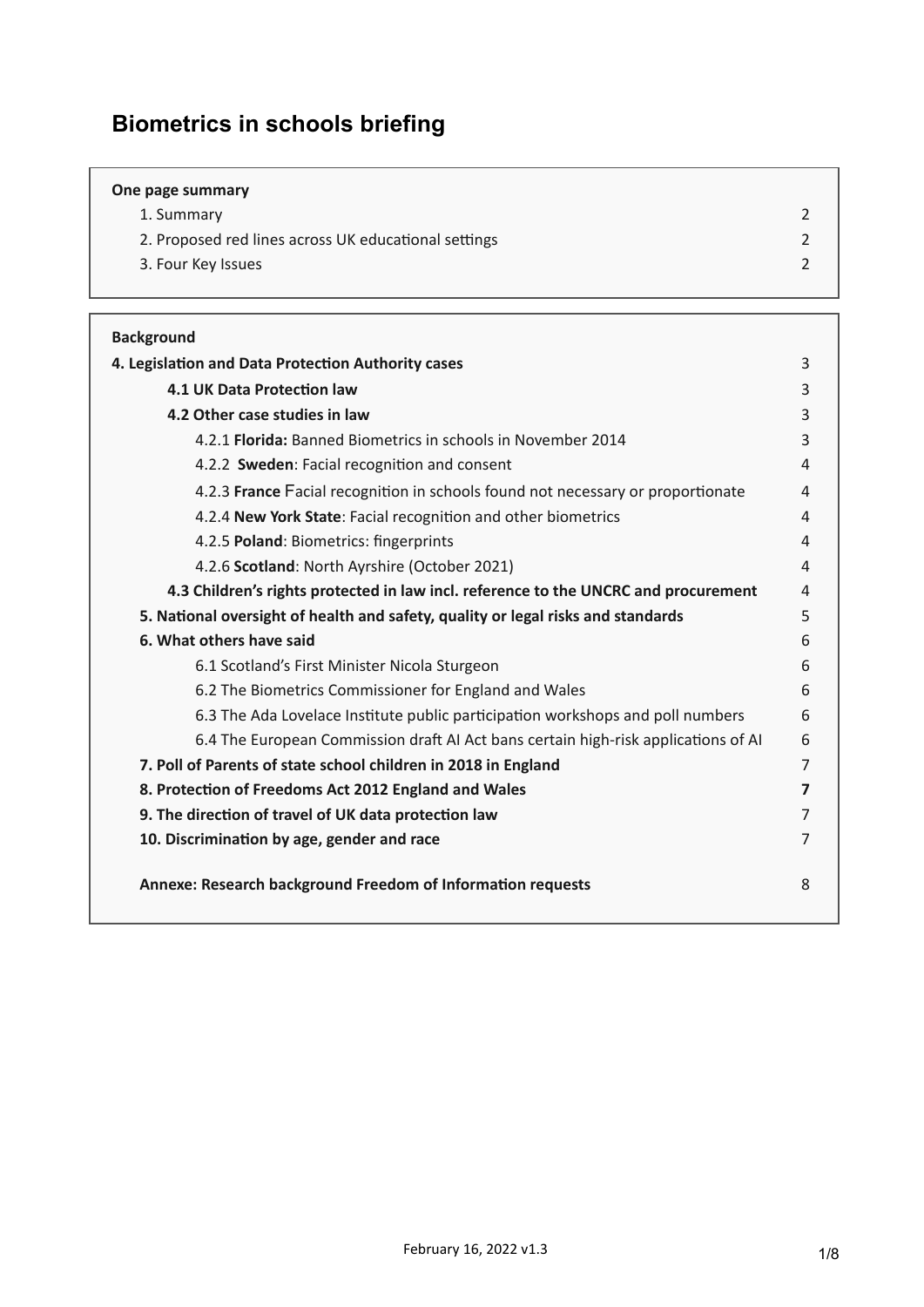# Biometrics in schools briefing

**One page summary**

| | |
|---|---|
| 1. Summary | 2 |
| 2. Proposed red lines across UK educational settings | 2 |
| 3. Four Key Issues | 2 |

**Background**

| | |
|---|---|
| **4. Legislation and Data Protection Authority cases** | 3 |
| **4.1 UK Data Protection law** | 3 |
| **4.2 Other case studies in law** | 3 |
| 4.2.1 **Florida:** Banned Biometrics in schools in November 2014 | 3 |
| 4.2.2 **Sweden**: Facial recognition and consent | 4 |
| 4.2.3 **France** Facial recognition in schools found not necessary or proportionate | 4 |
| 4.2.4 **New York State**: Facial recognition and other biometrics | 4 |
| 4.2.5 **Poland**: Biometrics: fingerprints | 4 |
| 4.2.6 **Scotland**: North Ayrshire (October 2021) | 4 |
| **4.3 Children's rights protected in law incl. reference to the UNCRC and procurement** | 4 |
| **5. National oversight of health and safety, quality or legal risks and standards** | 5 |
| **6. What others have said** | 6 |
| 6.1 Scotland's First Minister Nicola Sturgeon | 6 |
| 6.2 The Biometrics Commissioner for England and Wales | 6 |
| 6.3 The Ada Lovelace Institute public participation workshops and poll numbers | 6 |
| 6.4 The European Commission draft AI Act bans certain high-risk applications of AI | 6 |
| **7. Poll of Parents of state school children in 2018 in England** | 7 |
| **8. Protection of Freedoms Act 2012 England and Wales** | **7** |
| **9. The direction of travel of UK data protection law** | 7 |
| **10. Discrimination by age, gender and race** | 7 |
| **Annexe: Research background Freedom of Information requests** | 8 |

February 16, 2022 v1.3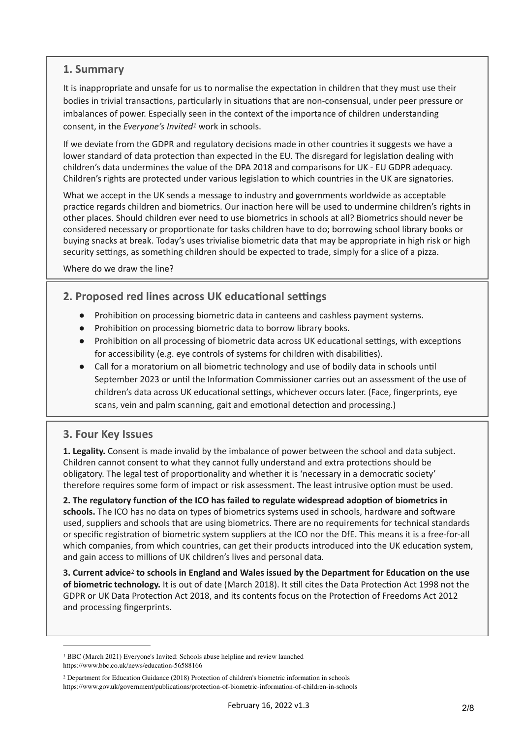## 1. Summary

It is inappropriate and unsafe for us to normalise the expectation in children that they must use their bodies in trivial transactions, particularly in situations that are non-consensual, under peer pressure or imbalances of power. Especially seen in the context of the importance of children understanding consent, in the *Everyone's Invited*[1] work in schools.

If we deviate from the GDPR and regulatory decisions made in other countries it suggests we have a lower standard of data protection than expected in the EU. The disregard for legislation dealing with children's data undermines the value of the DPA 2018 and comparisons for UK - EU GDPR adequacy. Children's rights are protected under various legislation to which countries in the UK are signatories.

What we accept in the UK sends a message to industry and governments worldwide as acceptable practice regards children and biometrics. Our inaction here will be used to undermine children's rights in other places. Should children ever need to use biometrics in schools at all? Biometrics should never be considered necessary or proportionate for tasks children have to do; borrowing school library books or buying snacks at break. Today's uses trivialise biometric data that may be appropriate in high risk or high security settings, as something children should be expected to trade, simply for a slice of a pizza.

Where do we draw the line?

## 2. Proposed red lines across UK educational settings

- Prohibition on processing biometric data in canteens and cashless payment systems.
- Prohibition on processing biometric data to borrow library books.
- Prohibition on all processing of biometric data across UK educational settings, with exceptions for accessibility (e.g. eye controls of systems for children with disabilities).
- Call for a moratorium on all biometric technology and use of bodily data in schools until September 2023 or until the Information Commissioner carries out an assessment of the use of children's data across UK educational settings, whichever occurs later. (Face, fingerprints, eye scans, vein and palm scanning, gait and emotional detection and processing.)

## 3. Four Key Issues

**1. Legality.** Consent is made invalid by the imbalance of power between the school and data subject. Children cannot consent to what they cannot fully understand and extra protections should be obligatory. The legal test of proportionality and whether it is 'necessary in a democratic society' therefore requires some form of impact or risk assessment. The least intrusive option must be used.

**2. The regulatory function of the ICO has failed to regulate widespread adoption of biometrics in schools.** The ICO has no data on types of biometrics systems used in schools, hardware and software used, suppliers and schools that are using biometrics. There are no requirements for technical standards or specific registration of biometric system suppliers at the ICO nor the DfE. This means it is a free-for-all which companies, from which countries, can get their products introduced into the UK education system, and gain access to millions of UK children's lives and personal data.

**3. Current advice**[2] **to schools in England and Wales issued by the Department for Education on the use of biometric technology.** It is out of date (March 2018). It still cites the Data Protection Act 1998 not the GDPR or UK Data Protection Act 2018, and its contents focus on the Protection of Freedoms Act 2012 and processing fingerprints.

---

[1] BBC (March 2021) Everyone's Invited: Schools abuse helpline and review launched https://www.bbc.co.uk/news/education-56588166

[2] Department for Education Guidance (2018) Protection of children's biometric information in schools https://www.gov.uk/government/publications/protection-of-biometric-information-of-children-in-schools

February 16, 2022 v1.3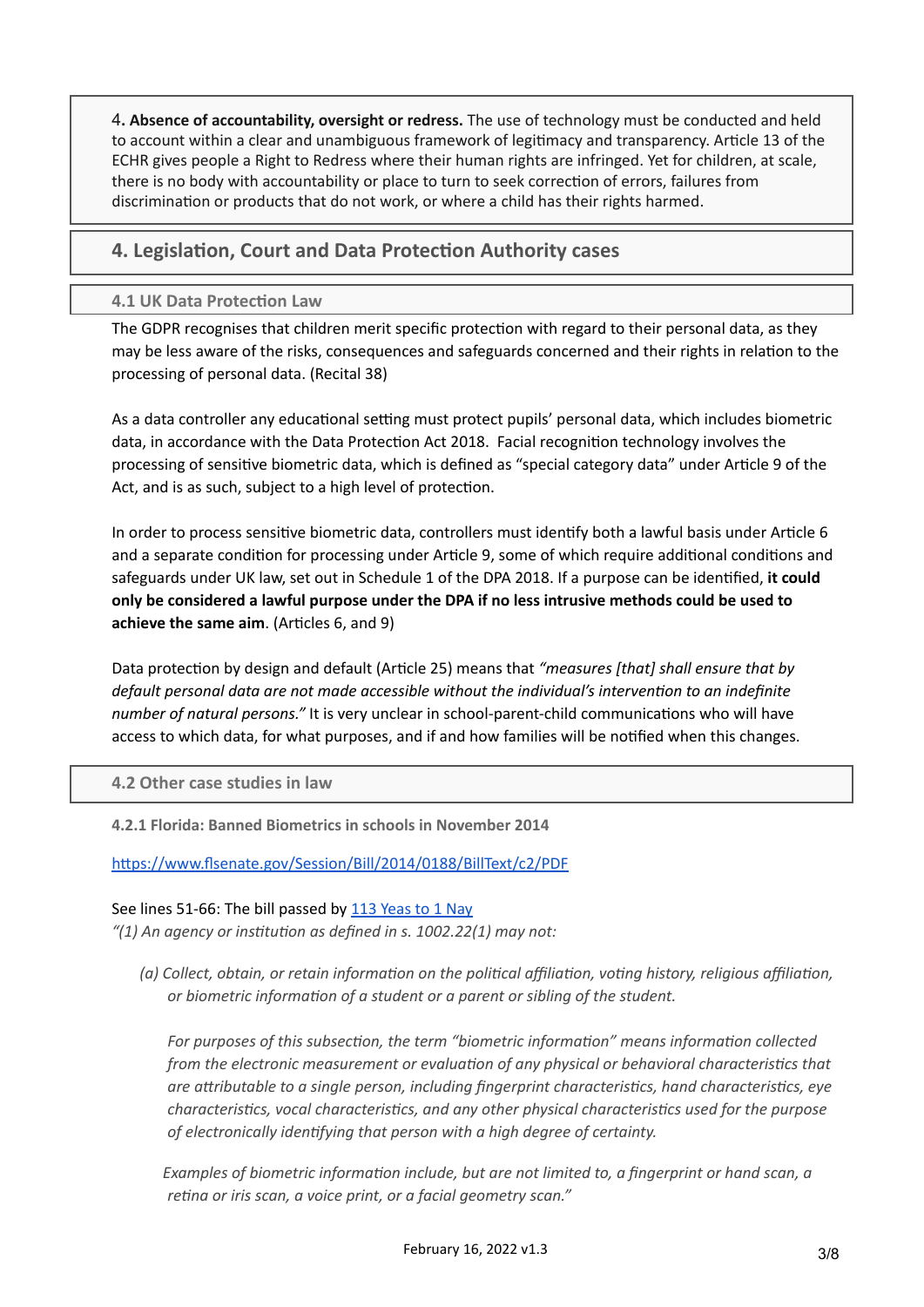4. **Absence of accountability, oversight or redress.** The use of technology must be conducted and held to account within a clear and unambiguous framework of legitimacy and transparency. Article 13 of the ECHR gives people a Right to Redress where their human rights are infringed. Yet for children, at scale, there is no body with accountability or place to turn to seek correction of errors, failures from discrimination or products that do not work, or where a child has their rights harmed.

## 4. Legislation, Court and Data Protection Authority cases

### 4.1 UK Data Protection Law

The GDPR recognises that children merit specific protection with regard to their personal data, as they may be less aware of the risks, consequences and safeguards concerned and their rights in relation to the processing of personal data. (Recital 38)

As a data controller any educational setting must protect pupils' personal data, which includes biometric data, in accordance with the Data Protection Act 2018. Facial recognition technology involves the processing of sensitive biometric data, which is defined as "special category data" under Article 9 of the Act, and is as such, subject to a high level of protection.

In order to process sensitive biometric data, controllers must identify both a lawful basis under Article 6 and a separate condition for processing under Article 9, some of which require additional conditions and safeguards under UK law, set out in Schedule 1 of the DPA 2018. If a purpose can be identified, **it could only be considered a lawful purpose under the DPA if no less intrusive methods could be used to achieve the same aim**. (Articles 6, and 9)

Data protection by design and default (Article 25) means that *"measures [that] shall ensure that by default personal data are not made accessible without the individual's intervention to an indefinite number of natural persons."* It is very unclear in school-parent-child communications who will have access to which data, for what purposes, and if and how families will be notified when this changes.

### 4.2 Other case studies in law

#### 4.2.1 Florida: Banned Biometrics in schools in November 2014

https://www.flsenate.gov/Session/Bill/2014/0188/BillText/c2/PDF

See lines 51-66: The bill passed by 113 Yeas to 1 Nay

*"(1) An agency or institution as defined in s. 1002.22(1) may not:*

> *(a) Collect, obtain, or retain information on the political affiliation, voting history, religious affiliation, or biometric information of a student or a parent or sibling of the student.*
>
> *For purposes of this subsection, the term "biometric information" means information collected from the electronic measurement or evaluation of any physical or behavioral characteristics that are attributable to a single person, including fingerprint characteristics, hand characteristics, eye characteristics, vocal characteristics, and any other physical characteristics used for the purpose of electronically identifying that person with a high degree of certainty.*
>
> *Examples of biometric information include, but are not limited to, a fingerprint or hand scan, a retina or iris scan, a voice print, or a facial geometry scan."*

February 16, 2022 v1.3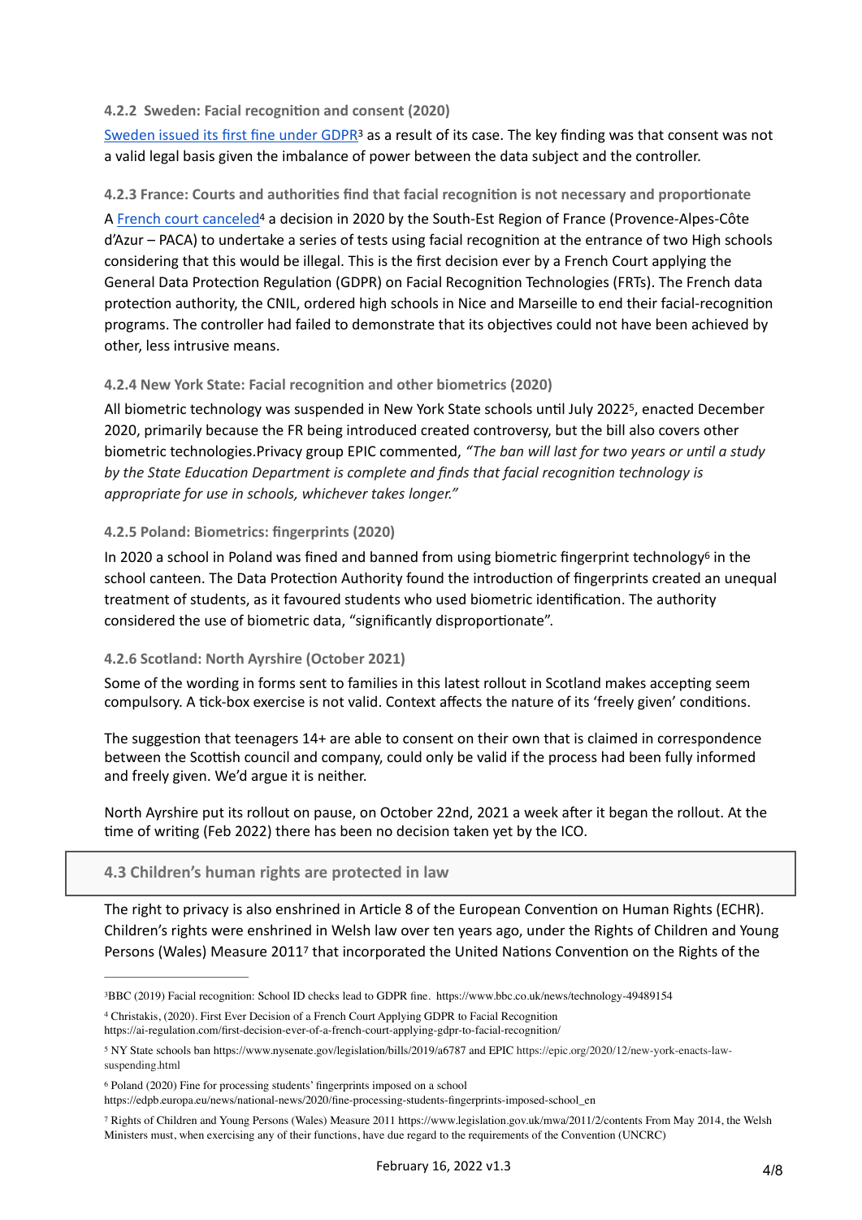#### 4.2.2 Sweden: Facial recognition and consent (2020)

Sweden issued its first fine under GDPR[3] as a result of its case. The key finding was that consent was not a valid legal basis given the imbalance of power between the data subject and the controller.

#### 4.2.3 France: Courts and authorities find that facial recognition is not necessary and proportionate

A French court canceled[4] a decision in 2020 by the South-Est Region of France (Provence-Alpes-Côte d'Azur – PACA) to undertake a series of tests using facial recognition at the entrance of two High schools considering that this would be illegal. This is the first decision ever by a French Court applying the General Data Protection Regulation (GDPR) on Facial Recognition Technologies (FRTs). The French data protection authority, the CNIL, ordered high schools in Nice and Marseille to end their facial-recognition programs. The controller had failed to demonstrate that its objectives could not have been achieved by other, less intrusive means.

#### 4.2.4 New York State: Facial recognition and other biometrics (2020)

All biometric technology was suspended in New York State schools until July 2022[5], enacted December 2020, primarily because the FR being introduced created controversy, but the bill also covers other biometric technologies.Privacy group EPIC commented, *"The ban will last for two years or until a study by the State Education Department is complete and finds that facial recognition technology is appropriate for use in schools, whichever takes longer."*

#### 4.2.5 Poland: Biometrics: fingerprints (2020)

In 2020 a school in Poland was fined and banned from using biometric fingerprint technology[6] in the school canteen. The Data Protection Authority found the introduction of fingerprints created an unequal treatment of students, as it favoured students who used biometric identification. The authority considered the use of biometric data, "significantly disproportionate".

#### 4.2.6 Scotland: North Ayrshire (October 2021)

Some of the wording in forms sent to families in this latest rollout in Scotland makes accepting seem compulsory. A tick-box exercise is not valid. Context affects the nature of its 'freely given' conditions.

The suggestion that teenagers 14+ are able to consent on their own that is claimed in correspondence between the Scottish council and company, could only be valid if the process had been fully informed and freely given. We'd argue it is neither.

North Ayrshire put its rollout on pause, on October 22nd, 2021 a week after it began the rollout. At the time of writing (Feb 2022) there has been no decision taken yet by the ICO.

### 4.3 Children's human rights are protected in law

The right to privacy is also enshrined in Article 8 of the European Convention on Human Rights (ECHR). Children's rights were enshrined in Welsh law over ten years ago, under the Rights of Children and Young Persons (Wales) Measure 2011[7] that incorporated the United Nations Convention on the Rights of the

---

[3] BBC (2019) Facial recognition: School ID checks lead to GDPR fine. https://www.bbc.co.uk/news/technology-49489154

[4] Christakis, (2020). First Ever Decision of a French Court Applying GDPR to Facial Recognition https://ai-regulation.com/first-decision-ever-of-a-french-court-applying-gdpr-to-facial-recognition/

[5] NY State schools ban https://www.nysenate.gov/legislation/bills/2019/a6787 and EPIC https://epic.org/2020/12/new-york-enacts-law-suspending.html

[6] Poland (2020) Fine for processing students' fingerprints imposed on a school https://edpb.europa.eu/news/national-news/2020/fine-processing-students-fingerprints-imposed-school_en

[7] Rights of Children and Young Persons (Wales) Measure 2011 https://www.legislation.gov.uk/mwa/2011/2/contents From May 2014, the Welsh Ministers must, when exercising any of their functions, have due regard to the requirements of the Convention (UNCRC)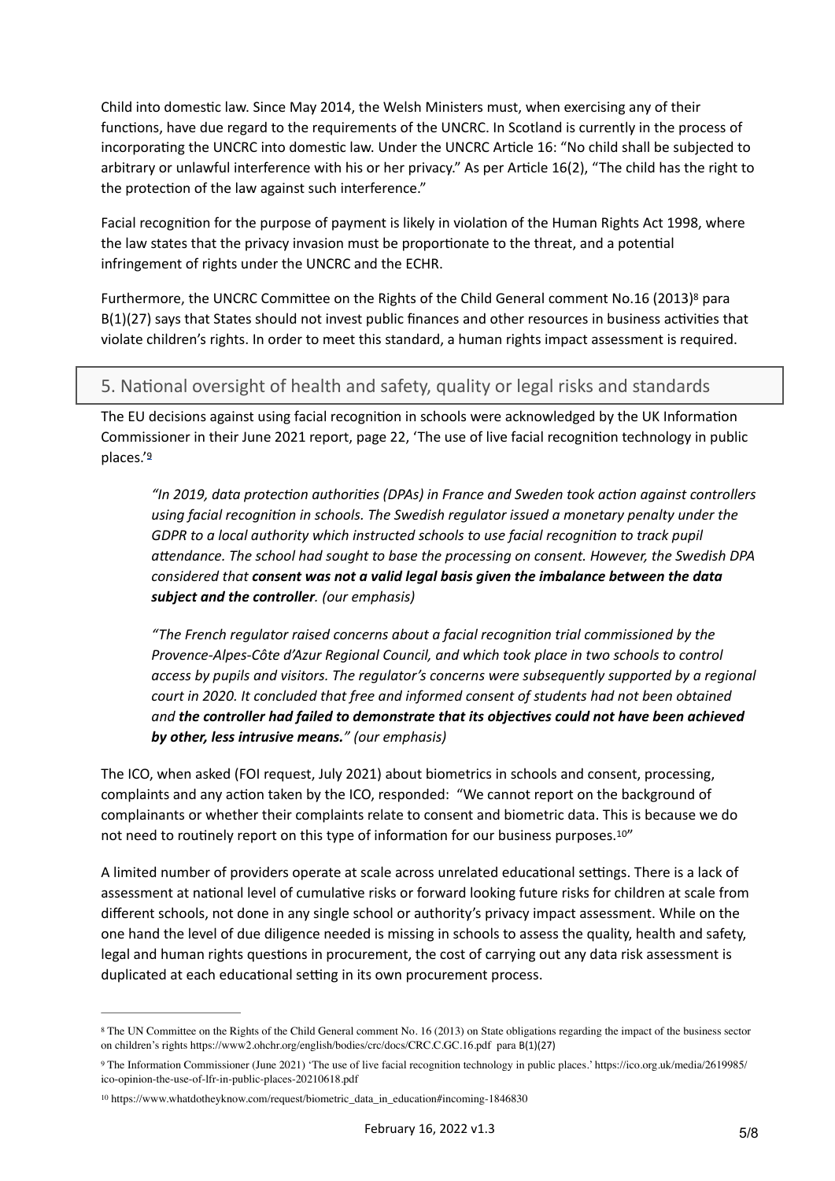Child into domestic law. Since May 2014, the Welsh Ministers must, when exercising any of their functions, have due regard to the requirements of the UNCRC. In Scotland is currently in the process of incorporating the UNCRC into domestic law. Under the UNCRC Article 16: "No child shall be subjected to arbitrary or unlawful interference with his or her privacy." As per Article 16(2), "The child has the right to the protection of the law against such interference."

Facial recognition for the purpose of payment is likely in violation of the Human Rights Act 1998, where the law states that the privacy invasion must be proportionate to the threat, and a potential infringement of rights under the UNCRC and the ECHR.

Furthermore, the UNCRC Committee on the Rights of the Child General comment No.16 (2013)[8] para B(1)(27) says that States should not invest public finances and other resources in business activities that violate children's rights. In order to meet this standard, a human rights impact assessment is required.

## 5. National oversight of health and safety, quality or legal risks and standards

The EU decisions against using facial recognition in schools were acknowledged by the UK Information Commissioner in their June 2021 report, page 22, 'The use of live facial recognition technology in public places.'[9]

> *"In 2019, data protection authorities (DPAs) in France and Sweden took action against controllers using facial recognition in schools. The Swedish regulator issued a monetary penalty under the GDPR to a local authority which instructed schools to use facial recognition to track pupil attendance. The school had sought to base the processing on consent. However, the Swedish DPA considered that* ***consent was not a valid legal basis given the imbalance between the data subject and the controller****. (our emphasis)*
>
> *"The French regulator raised concerns about a facial recognition trial commissioned by the Provence-Alpes-Côte d'Azur Regional Council, and which took place in two schools to control access by pupils and visitors. The regulator's concerns were subsequently supported by a regional court in 2020. It concluded that free and informed consent of students had not been obtained and* ***the controller had failed to demonstrate that its objectives could not have been achieved by other, less intrusive means.****" (our emphasis)*

The ICO, when asked (FOI request, July 2021) about biometrics in schools and consent, processing, complaints and any action taken by the ICO, responded: "We cannot report on the background of complainants or whether their complaints relate to consent and biometric data. This is because we do not need to routinely report on this type of information for our business purposes.[10]"

A limited number of providers operate at scale across unrelated educational settings. There is a lack of assessment at national level of cumulative risks or forward looking future risks for children at scale from different schools, not done in any single school or authority's privacy impact assessment. While on the one hand the level of due diligence needed is missing in schools to assess the quality, health and safety, legal and human rights questions in procurement, the cost of carrying out any data risk assessment is duplicated at each educational setting in its own procurement process.

---

[8] The UN Committee on the Rights of the Child General comment No. 16 (2013) on State obligations regarding the impact of the business sector on children's rights https://www2.ohchr.org/english/bodies/crc/docs/CRC.C.GC.16.pdf para B(1)(27)

[9] The Information Commissioner (June 2021) 'The use of live facial recognition technology in public places.' https://ico.org.uk/media/2619985/ico-opinion-the-use-of-lfr-in-public-places-20210618.pdf

[10] https://www.whatdotheyknow.com/request/biometric_data_in_education#incoming-1846830

February 16, 2022 v1.3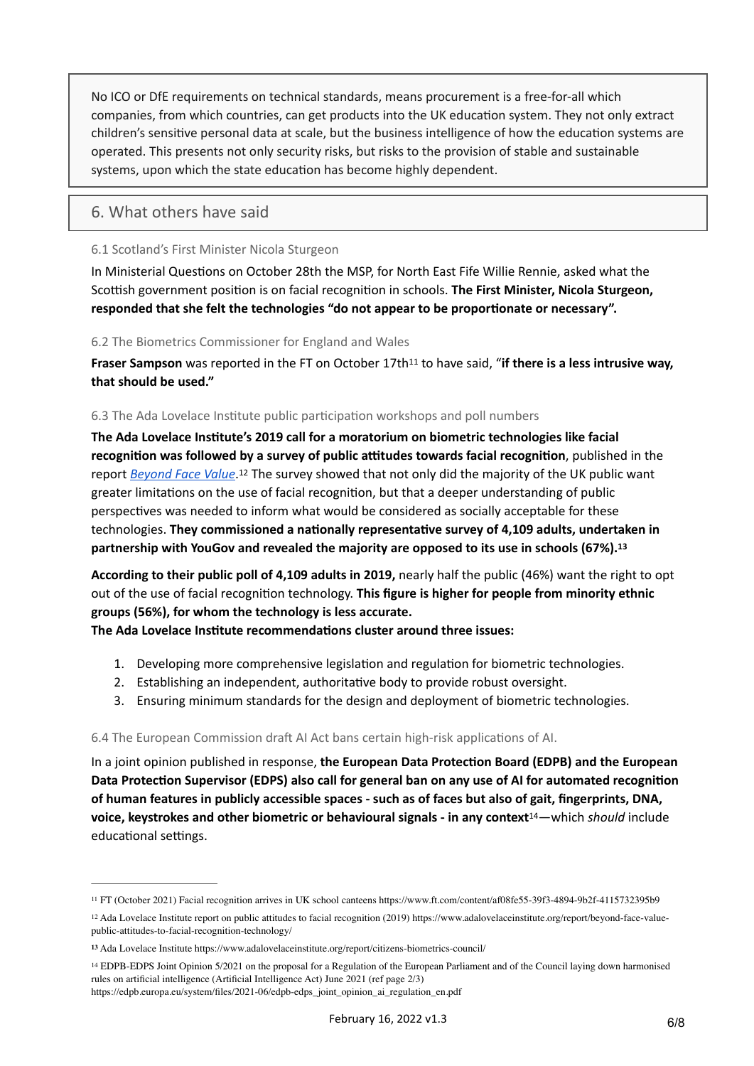No ICO or DfE requirements on technical standards, means procurement is a free-for-all which companies, from which countries, can get products into the UK education system. They not only extract children's sensitive personal data at scale, but the business intelligence of how the education systems are operated. This presents not only security risks, but risks to the provision of stable and sustainable systems, upon which the state education has become highly dependent.

## 6. What others have said

### 6.1 Scotland's First Minister Nicola Sturgeon

In Ministerial Questions on October 28th the MSP, for North East Fife Willie Rennie, asked what the Scottish government position is on facial recognition in schools. **The First Minister, Nicola Sturgeon, responded that she felt the technologies "do not appear to be proportionate or necessary".**

### 6.2 The Biometrics Commissioner for England and Wales

**Fraser Sampson** was reported in the FT on October 17th[11] to have said, "**if there is a less intrusive way, that should be used."**

### 6.3 The Ada Lovelace Institute public participation workshops and poll numbers

**The Ada Lovelace Institute's 2019 call for a moratorium on biometric technologies like facial recognition was followed by a survey of public attitudes towards facial recognition**, published in the report *Beyond Face Value*.[12] The survey showed that not only did the majority of the UK public want greater limitations on the use of facial recognition, but that a deeper understanding of public perspectives was needed to inform what would be considered as socially acceptable for these technologies. **They commissioned a nationally representative survey of 4,109 adults, undertaken in partnership with YouGov and revealed the majority are opposed to its use in schools (67%).[13]**

**According to their public poll of 4,109 adults in 2019,** nearly half the public (46%) want the right to opt out of the use of facial recognition technology. **This figure is higher for people from minority ethnic groups (56%), for whom the technology is less accurate.**
**The Ada Lovelace Institute recommendations cluster around three issues:**

1. Developing more comprehensive legislation and regulation for biometric technologies.
2. Establishing an independent, authoritative body to provide robust oversight.
3. Ensuring minimum standards for the design and deployment of biometric technologies.

### 6.4 The European Commission draft AI Act bans certain high-risk applications of AI.

In a joint opinion published in response, **the European Data Protection Board (EDPB) and the European Data Protection Supervisor (EDPS) also call for general ban on any use of AI for automated recognition of human features in publicly accessible spaces - such as of faces but also of gait, fingerprints, DNA, voice, keystrokes and other biometric or behavioural signals - in any context**[14]—which *should* include educational settings.

---

[11] FT (October 2021) Facial recognition arrives in UK school canteens https://www.ft.com/content/af08fe55-39f3-4894-9b2f-4115732395b9

[12] Ada Lovelace Institute report on public attitudes to facial recognition (2019) https://www.adalovelaceinstitute.org/report/beyond-face-value-public-attitudes-to-facial-recognition-technology/

[13] Ada Lovelace Institute https://www.adalovelaceinstitute.org/report/citizens-biometrics-council/

[14] EDPB-EDPS Joint Opinion 5/2021 on the proposal for a Regulation of the European Parliament and of the Council laying down harmonised rules on artificial intelligence (Artificial Intelligence Act) June 2021 (ref page 2/3) https://edpb.europa.eu/system/files/2021-06/edpb-edps_joint_opinion_ai_regulation_en.pdf

February 16, 2022 v1.3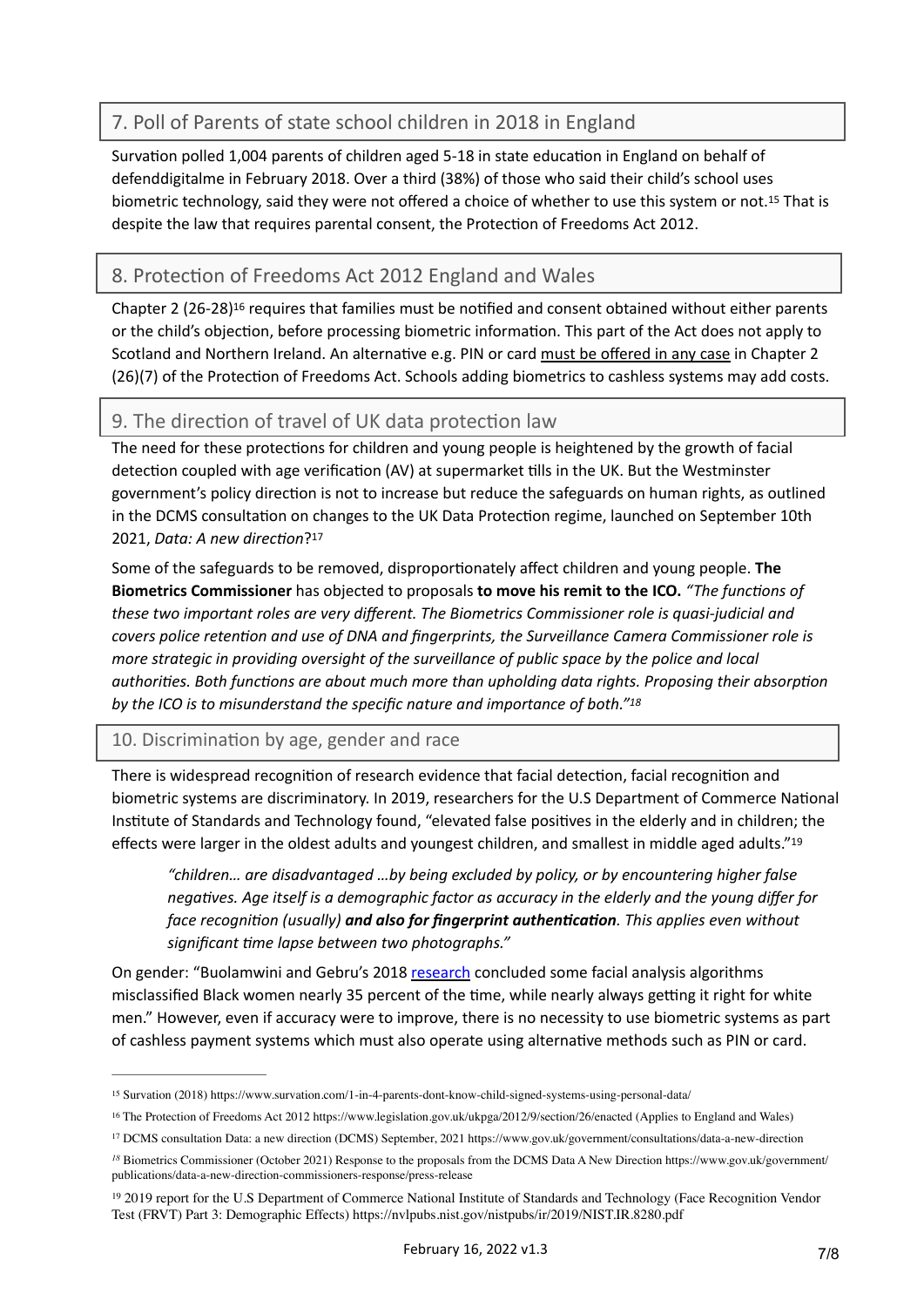## 7. Poll of Parents of state school children in 2018 in England

Survation polled 1,004 parents of children aged 5-18 in state education in England on behalf of defenddigitalme in February 2018. Over a third (38%) of those who said their child's school uses biometric technology, said they were not offered a choice of whether to use this system or not.[15] That is despite the law that requires parental consent, the Protection of Freedoms Act 2012.

## 8. Protection of Freedoms Act 2012 England and Wales

Chapter 2 (26-28)[16] requires that families must be notified and consent obtained without either parents or the child's objection, before processing biometric information. This part of the Act does not apply to Scotland and Northern Ireland. An alternative e.g. PIN or card must be offered in any case in Chapter 2 (26)(7) of the Protection of Freedoms Act. Schools adding biometrics to cashless systems may add costs.

## 9. The direction of travel of UK data protection law

The need for these protections for children and young people is heightened by the growth of facial detection coupled with age verification (AV) at supermarket tills in the UK. But the Westminster government's policy direction is not to increase but reduce the safeguards on human rights, as outlined in the DCMS consultation on changes to the UK Data Protection regime, launched on September 10th 2021, *Data: A new direction*?[17]

Some of the safeguards to be removed, disproportionately affect children and young people. **The Biometrics Commissioner** has objected to proposals **to move his remit to the ICO.** *"The functions of these two important roles are very different. The Biometrics Commissioner role is quasi-judicial and covers police retention and use of DNA and fingerprints, the Surveillance Camera Commissioner role is more strategic in providing oversight of the surveillance of public space by the police and local authorities. Both functions are about much more than upholding data rights. Proposing their absorption by the ICO is to misunderstand the specific nature and importance of both."*[18]

## 10. Discrimination by age, gender and race

There is widespread recognition of research evidence that facial detection, facial recognition and biometric systems are discriminatory. In 2019, researchers for the U.S Department of Commerce National Institute of Standards and Technology found, "elevated false positives in the elderly and in children; the effects were larger in the oldest adults and youngest children, and smallest in middle aged adults."[19]

> *"children… are disadvantaged …by being excluded by policy, or by encountering higher false negatives. Age itself is a demographic factor as accuracy in the elderly and the young differ for face recognition (usually)* ***and also for fingerprint authentication****. This applies even without significant time lapse between two photographs."*

On gender: "Buolamwini and Gebru's 2018 research concluded some facial analysis algorithms misclassified Black women nearly 35 percent of the time, while nearly always getting it right for white men." However, even if accuracy were to improve, there is no necessity to use biometric systems as part of cashless payment systems which must also operate using alternative methods such as PIN or card.

---

[15] Survation (2018) https://www.survation.com/1-in-4-parents-dont-know-child-signed-systems-using-personal-data/

[16] The Protection of Freedoms Act 2012 https://www.legislation.gov.uk/ukpga/2012/9/section/26/enacted (Applies to England and Wales)

[17] DCMS consultation Data: a new direction (DCMS) September, 2021 https://www.gov.uk/government/consultations/data-a-new-direction

[18] Biometrics Commissioner (October 2021) Response to the proposals from the DCMS Data A New Direction https://www.gov.uk/government/publications/data-a-new-direction-commissioners-response/press-release

[19] 2019 report for the U.S Department of Commerce National Institute of Standards and Technology (Face Recognition Vendor Test (FRVT) Part 3: Demographic Effects) https://nvlpubs.nist.gov/nistpubs/ir/2019/NIST.IR.8280.pdf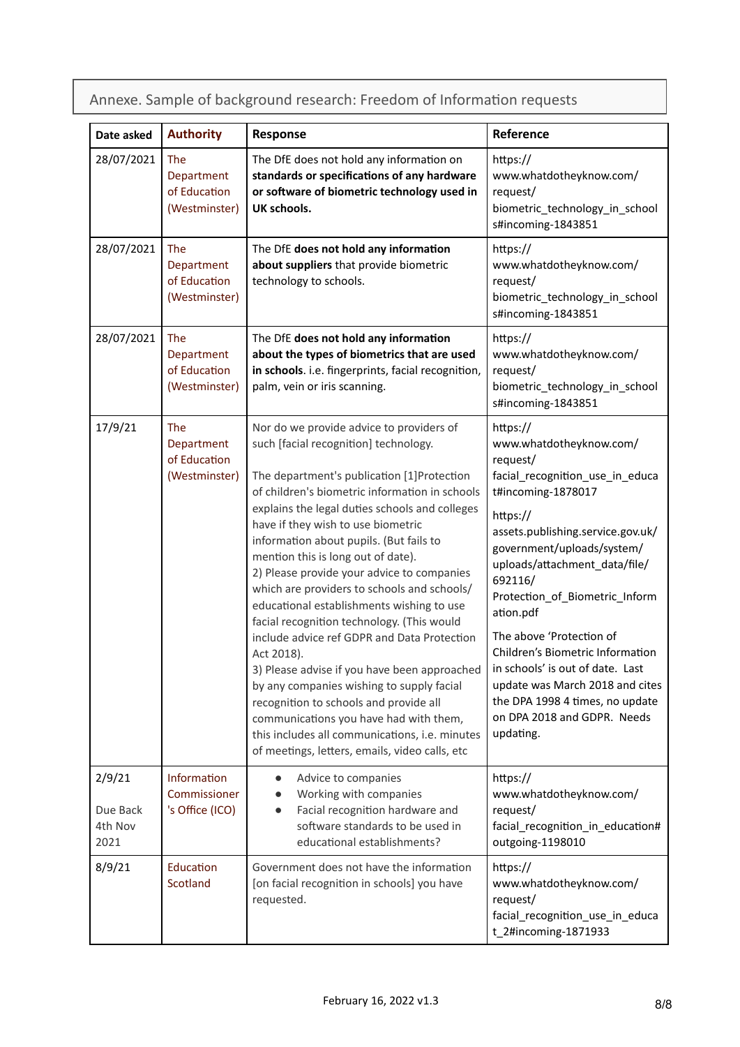## Annexe. Sample of background research: Freedom of Information requests

| Date asked | Authority | Response | Reference |
|---|---|---|---|
| 28/07/2021 | The Department of Education (Westminster) | The DfE does not hold any information on **standards or specifications of any hardware or software of biometric technology used in UK schools.** | https://www.whatdotheyknow.com/request/biometric_technology_in_schools#incoming-1843851 |
| 28/07/2021 | The Department of Education (Westminster) | The DfE **does not hold any information about suppliers** that provide biometric technology to schools. | https://www.whatdotheyknow.com/request/biometric_technology_in_schools#incoming-1843851 |
| 28/07/2021 | The Department of Education (Westminster) | The DfE **does not hold any information about the types of biometrics that are used in schools**. i.e. fingerprints, facial recognition, palm, vein or iris scanning. | https://www.whatdotheyknow.com/request/biometric_technology_in_schools#incoming-1843851 |
| 17/9/21 | The Department of Education (Westminster) | Nor do we provide advice to providers of such [facial recognition] technology.<br><br>The department's publication [1]Protection of children's biometric information in schools explains the legal duties schools and colleges have if they wish to use biometric information about pupils. (But fails to mention this is long out of date).<br>2) Please provide your advice to companies which are providers to schools and schools/educational establishments wishing to use facial recognition technology. (This would include advice ref GDPR and Data Protection Act 2018).<br>3) Please advise if you have been approached by any companies wishing to supply facial recognition to schools and provide all communications you have had with them, this includes all communications, i.e. minutes of meetings, letters, emails, video calls, etc | https://www.whatdotheyknow.com/request/facial_recognition_use_in_educat#incoming-1878017<br><br>https://assets.publishing.service.gov.uk/government/uploads/system/uploads/attachment_data/file/692116/Protection_of_Biometric_Information.pdf<br><br>The above 'Protection of Children's Biometric Information in schools' is out of date. Last update was March 2018 and cites the DPA 1998 4 times, no update on DPA 2018 and GDPR. Needs updating. |
| 2/9/21<br><br>Due Back 4th Nov 2021 | Information Commissioner's Office (ICO) | • Advice to companies<br>• Working with companies<br>• Facial recognition hardware and software standards to be used in educational establishments? | https://www.whatdotheyknow.com/request/facial_recognition_in_education#outgoing-1198010 |
| 8/9/21 | Education Scotland | Government does not have the information [on facial recognition in schools] you have requested. | https://www.whatdotheyknow.com/request/facial_recognition_use_in_educat_2#incoming-1871933 |

February 16, 2022 v1.3